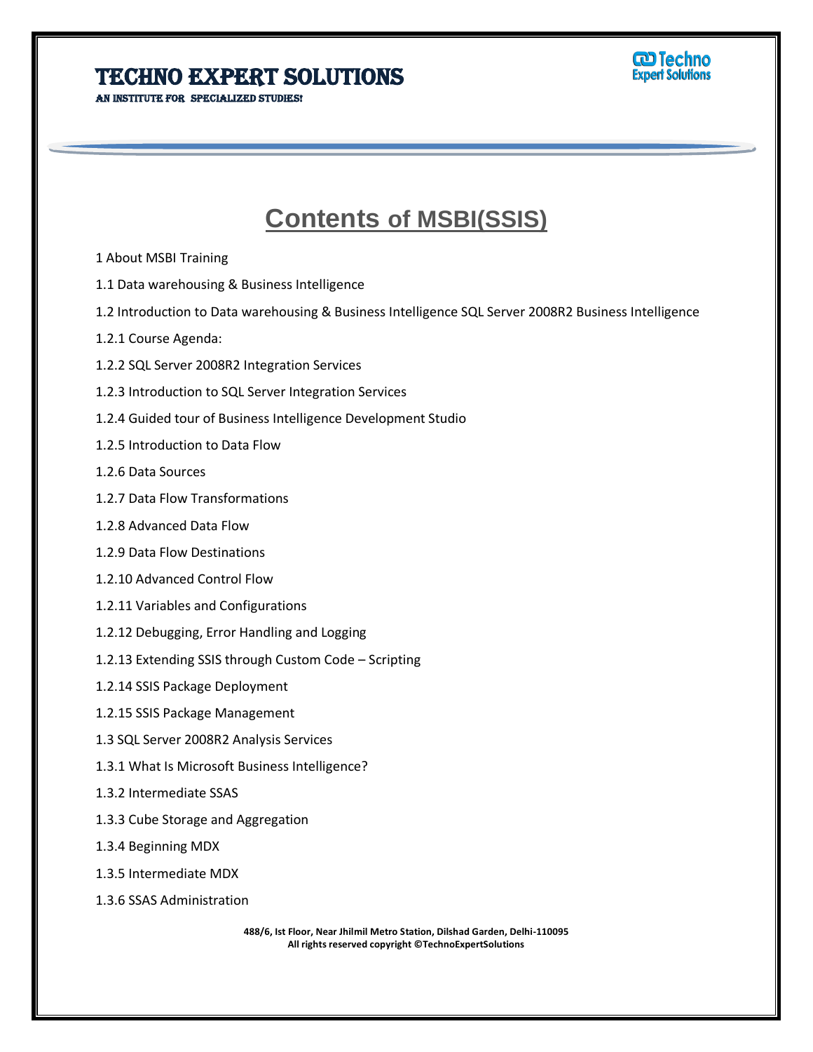# Techno Expert Solutions

AN INSTITUTE FOR SPECIALIZED STUDIES!

## Contents of MSBI(SSIS)

1 About MSBI Training

1.1 Data warehousing & Business Intelligence

1.2 Introduction to Data warehousing & Business Intelligence SQL Server 2008R2 Business Intelligence

1.2.1 Course Agenda:

1.2.2 SQL Server 2008R2 Integration Services

1.2.3 Introduction to SQL Server Integration Services

1.2.4 Guided tour of Business Intelligence Development Studio

1.2.5 Introduction to Data Flow

1.2.6 Data Sources

1.2.7 Data Flow Transformations

1.2.8 Advanced Data Flow

1.2.9 Data Flow Destinations

1.2.10 Advanced Control Flow

1.2.11 Variables and Configurations

1.2.12 Debugging, Error Handling and Logging

1.2.13 Extending SSIS through Custom Code – Scripting

1.2.14 SSIS Package Deployment

1.2.15 SSIS Package Management

1.3 SQL Server 2008R2 Analysis Services

1.3.1 What Is Microsoft Business Intelligence?

1.3.2 Intermediate SSAS

1.3.3 Cube Storage and Aggregation

1.3.4 Beginning MDX

1.3.5 Intermediate MDX

1.3.6 SSAS Administration

488/6, Ist Floor, Near Jhilmil Metro Station, Dilshad Garden, Delhi-110095
All rights reserved copyright ©TechnoExpertSolutions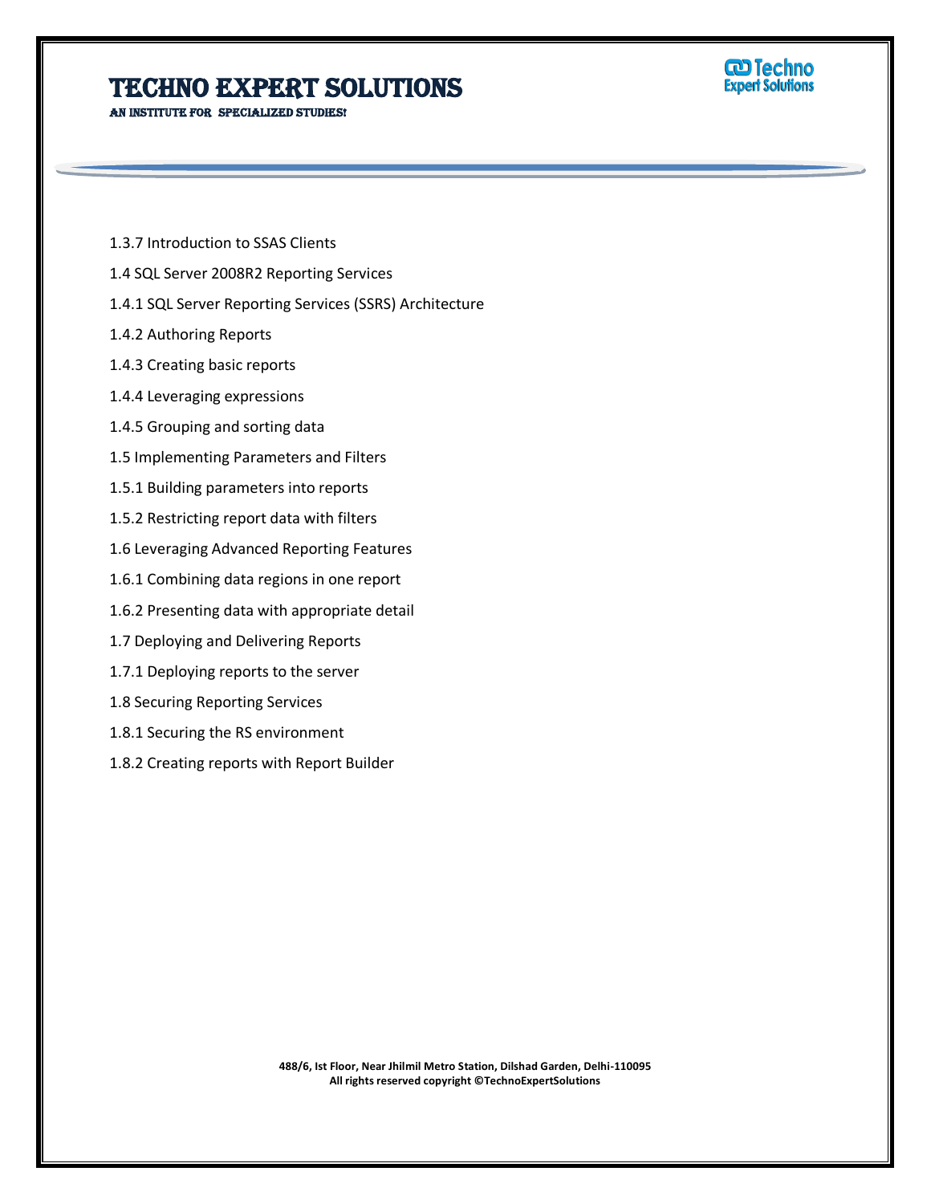1.3.7 Introduction to SSAS Clients

1.4 SQL Server 2008R2 Reporting Services

1.4.1 SQL Server Reporting Services (SSRS) Architecture

1.4.2 Authoring Reports

1.4.3 Creating basic reports

1.4.4 Leveraging expressions

1.4.5 Grouping and sorting data

1.5 Implementing Parameters and Filters

1.5.1 Building parameters into reports

1.5.2 Restricting report data with filters

1.6 Leveraging Advanced Reporting Features

1.6.1 Combining data regions in one report

1.6.2 Presenting data with appropriate detail

1.7 Deploying and Delivering Reports

1.7.1 Deploying reports to the server

1.8 Securing Reporting Services

1.8.1 Securing the RS environment

1.8.2 Creating reports with Report Builder